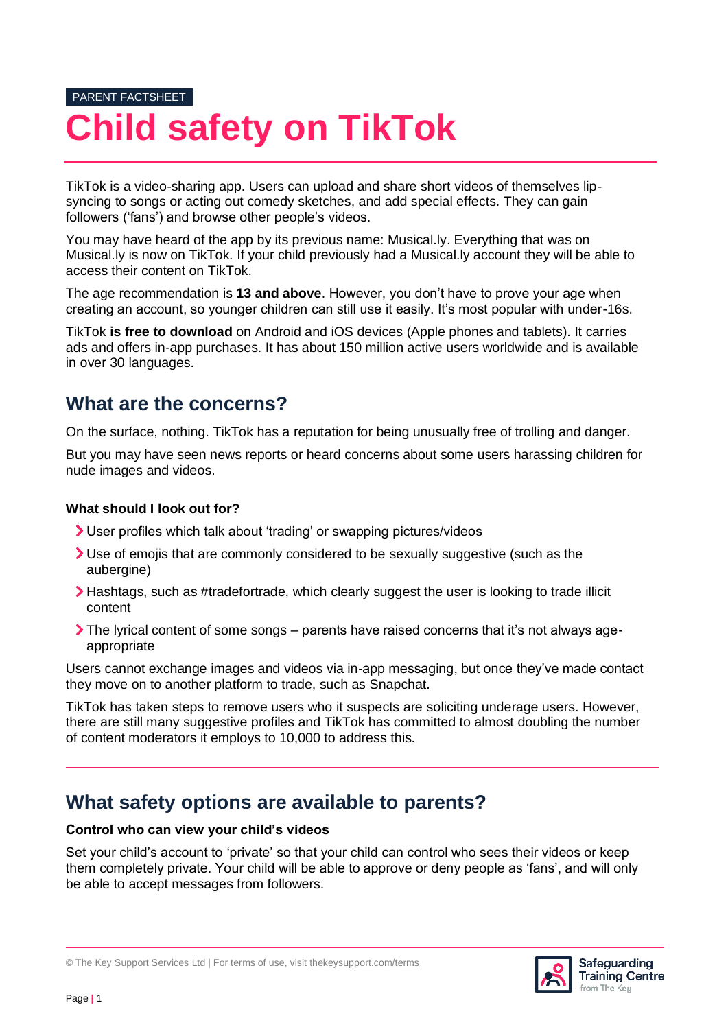PARENT FACTSHEET

# Child safety on TikTok

TikTok is a video-sharing app. Users can upload and share short videos of themselves lip-syncing to songs or acting out comedy sketches, and add special effects. They can gain followers ('fans') and browse other people's videos.

You may have heard of the app by its previous name: Musical.ly. Everything that was on Musical.ly is now on TikTok. If your child previously had a Musical.ly account they will be able to access their content on TikTok.

The age recommendation is **13 and above**. However, you don't have to prove your age when creating an account, so younger children can still use it easily. It's most popular with under-16s.

TikTok **is free to download** on Android and iOS devices (Apple phones and tablets). It carries ads and offers in-app purchases. It has about 150 million active users worldwide and is available in over 30 languages.

## What are the concerns?

On the surface, nothing. TikTok has a reputation for being unusually free of trolling and danger.

But you may have seen news reports or heard concerns about some users harassing children for nude images and videos.

### What should I look out for?

- User profiles which talk about 'trading' or swapping pictures/videos
- Use of emojis that are commonly considered to be sexually suggestive (such as the aubergine)
- Hashtags, such as #tradefortrade, which clearly suggest the user is looking to trade illicit content
- The lyrical content of some songs – parents have raised concerns that it's not always age-appropriate

Users cannot exchange images and videos via in-app messaging, but once they've made contact they move on to another platform to trade, such as Snapchat.

TikTok has taken steps to remove users who it suspects are soliciting underage users. However, there are still many suggestive profiles and TikTok has committed to almost doubling the number of content moderators it employs to 10,000 to address this.

## What safety options are available to parents?

### Control who can view your child's videos

Set your child's account to 'private' so that your child can control who sees their videos or keep them completely private. Your child will be able to approve or deny people as 'fans', and will only be able to accept messages from followers.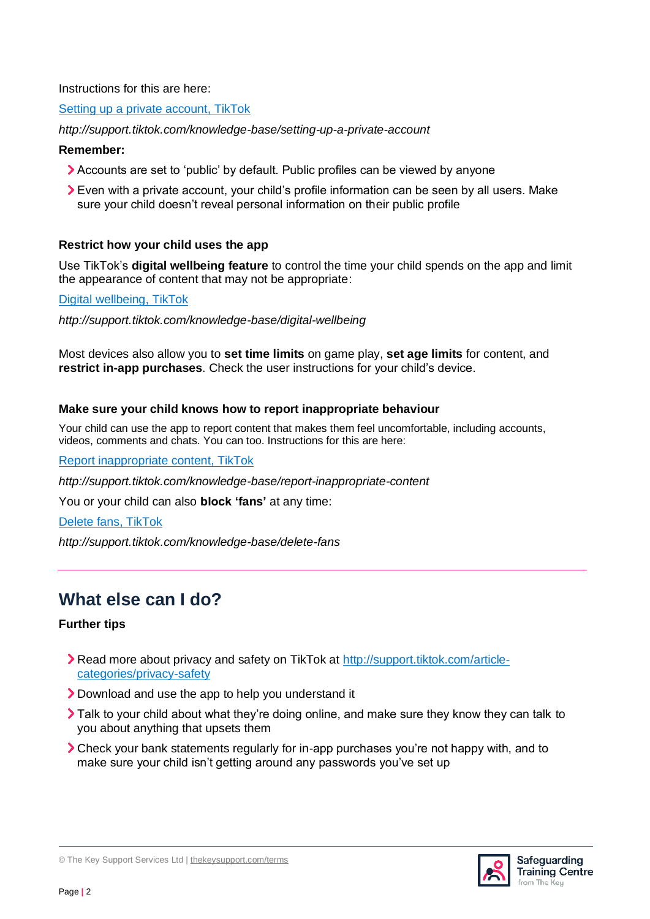Instructions for this are here:

[Setting up a private account, TikTok](http://support.tiktok.com/knowledge-base/setting-up-a-private-account)

*http://support.tiktok.com/knowledge-base/setting-up-a-private-account*

**Remember:**

- Accounts are set to 'public' by default. Public profiles can be viewed by anyone
- Even with a private account, your child's profile information can be seen by all users. Make sure your child doesn't reveal personal information on their public profile

**Restrict how your child uses the app**

Use TikTok's **digital wellbeing feature** to control the time your child spends on the app and limit the appearance of content that may not be appropriate:

[Digital wellbeing, TikTok](http://support.tiktok.com/knowledge-base/digital-wellbeing)

*http://support.tiktok.com/knowledge-base/digital-wellbeing*

Most devices also allow you to **set time limits** on game play, **set age limits** for content, and **restrict in-app purchases**. Check the user instructions for your child's device.

**Make sure your child knows how to report inappropriate behaviour**

Your child can use the app to report content that makes them feel uncomfortable, including accounts, videos, comments and chats. You can too. Instructions for this are here:

[Report inappropriate content, TikTok](http://support.tiktok.com/knowledge-base/report-inappropriate-content)

*http://support.tiktok.com/knowledge-base/report-inappropriate-content*

You or your child can also **block 'fans'** at any time:

[Delete fans, TikTok](http://support.tiktok.com/knowledge-base/delete-fans)

*http://support.tiktok.com/knowledge-base/delete-fans*

## What else can I do?

**Further tips**

- Read more about privacy and safety on TikTok at [http://support.tiktok.com/article-categories/privacy-safety](http://support.tiktok.com/article-categories/privacy-safety)
- Download and use the app to help you understand it
- Talk to your child about what they're doing online, and make sure they know they can talk to you about anything that upsets them
- Check your bank statements regularly for in-app purchases you're not happy with, and to make sure your child isn't getting around any passwords you've set up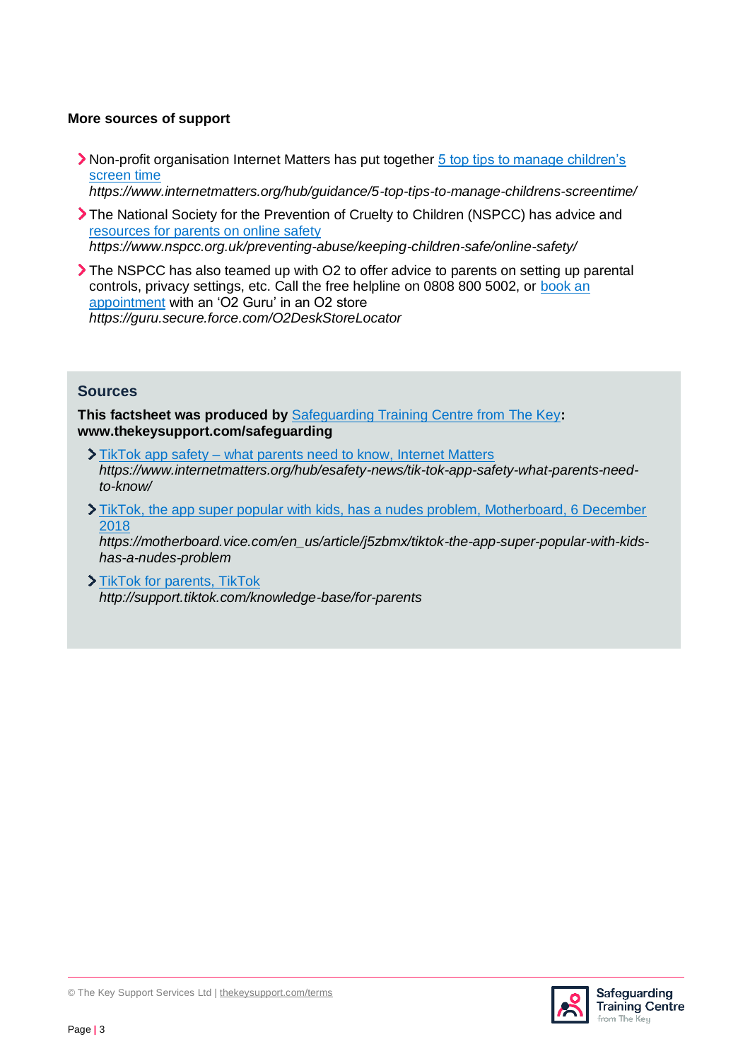### More sources of support

- Non-profit organisation Internet Matters has put together 5 top tips to manage children's screen time
  *https://www.internetmatters.org/hub/guidance/5-top-tips-to-manage-childrens-screentime/*
- The National Society for the Prevention of Cruelty to Children (NSPCC) has advice and resources for parents on online safety
  *https://www.nspcc.org.uk/preventing-abuse/keeping-children-safe/online-safety/*
- The NSPCC has also teamed up with O2 to offer advice to parents on setting up parental controls, privacy settings, etc. Call the free helpline on 0808 800 5002, or book an appointment with an 'O2 Guru' in an O2 store
  *https://guru.secure.force.com/O2DeskStoreLocator*

## Sources

**This factsheet was produced by Safeguarding Training Centre from The Key: www.thekeysupport.com/safeguarding**

- TikTok app safety – what parents need to know, Internet Matters
  *https://www.internetmatters.org/hub/esafety-news/tik-tok-app-safety-what-parents-need-to-know/*
- TikTok, the app super popular with kids, has a nudes problem, Motherboard, 6 December 2018
  *https://motherboard.vice.com/en_us/article/j5zbmx/tiktok-the-app-super-popular-with-kids-has-a-nudes-problem*
- TikTok for parents, TikTok
  *http://support.tiktok.com/knowledge-base/for-parents*

© The Key Support Services Ltd | thekeysupport.com/terms